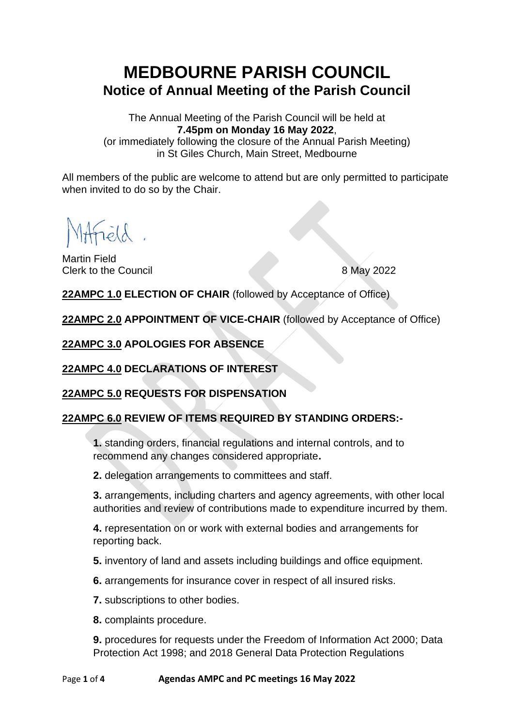# MEDBOURNE PARISH COUNCIL

## Notice of Annual Meeting of the Parish Council

The Annual Meeting of the Parish Council will be held at
**7.45pm on Monday 16 May 2022**,
(or immediately following the closure of the Annual Parish Meeting)
in St Giles Church, Main Street, Medbourne

All members of the public are welcome to attend but are only permitted to participate when invited to do so by the Chair.

MField.

Martin Field
Clerk to the Council

8 May 2022

**22AMPC 1.0 ELECTION OF CHAIR** (followed by Acceptance of Office)

**22AMPC 2.0 APPOINTMENT OF VICE-CHAIR** (followed by Acceptance of Office)

**22AMPC 3.0 APOLOGIES FOR ABSENCE**

**22AMPC 4.0 DECLARATIONS OF INTEREST**

**22AMPC 5.0 REQUESTS FOR DISPENSATION**

**22AMPC 6.0 REVIEW OF ITEMS REQUIRED BY STANDING ORDERS:-**

**1.** standing orders, financial regulations and internal controls, and to recommend any changes considered appropriate**.**

**2.** delegation arrangements to committees and staff.

**3.** arrangements, including charters and agency agreements, with other local authorities and review of contributions made to expenditure incurred by them.

**4.** representation on or work with external bodies and arrangements for reporting back.

**5.** inventory of land and assets including buildings and office equipment.

**6.** arrangements for insurance cover in respect of all insured risks.

**7.** subscriptions to other bodies.

**8.** complaints procedure.

**9.** procedures for requests under the Freedom of Information Act 2000; Data Protection Act 1998; and 2018 General Data Protection Regulations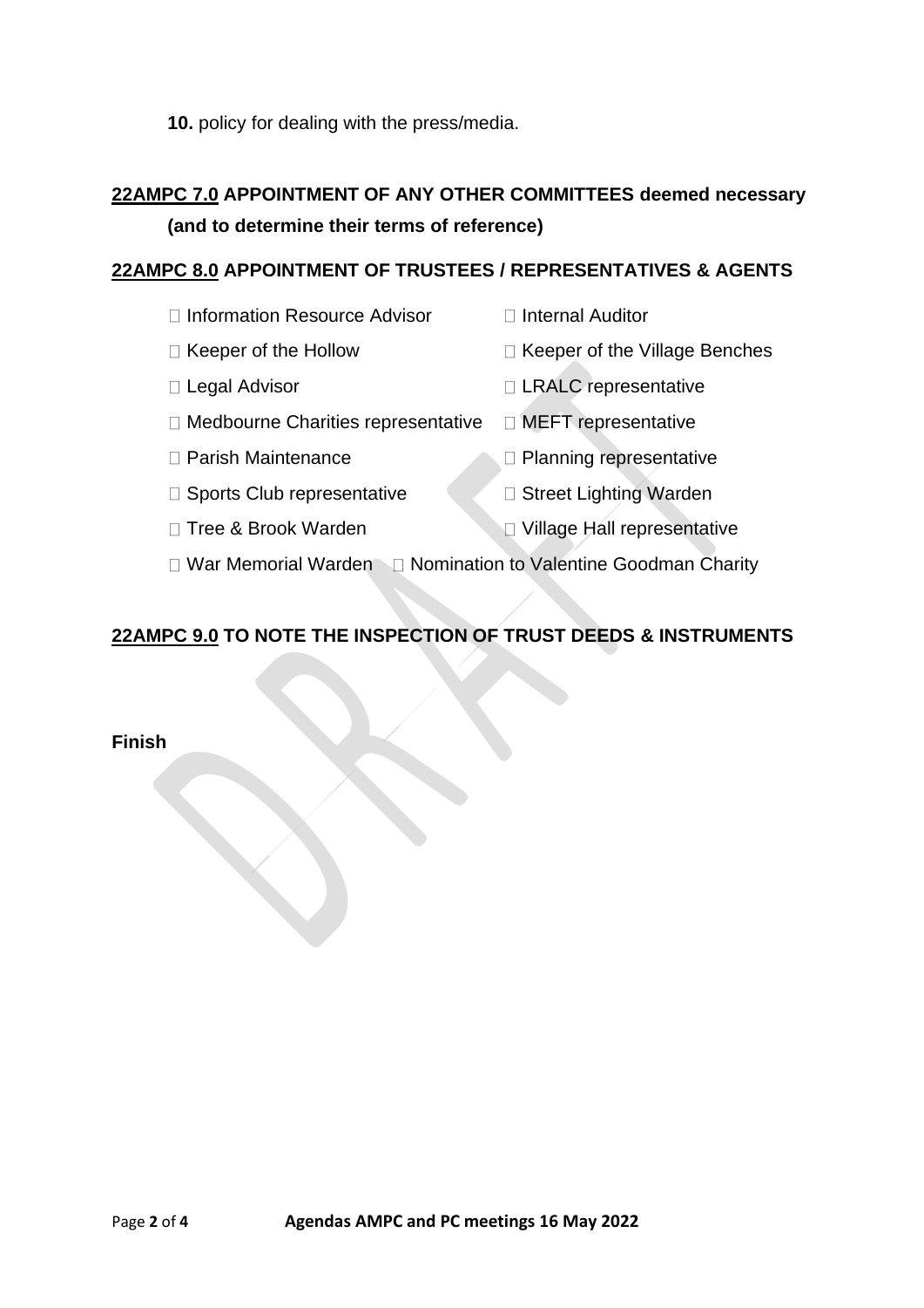**10.** policy for dealing with the press/media.

## **22AMPC 7.0** APPOINTMENT OF ANY OTHER COMMITTEES deemed necessary (and to determine their terms of reference)

## **22AMPC 8.0** APPOINTMENT OF TRUSTEES / REPRESENTATIVES & AGENTS

- Information Resource Advisor
- Internal Auditor
- Keeper of the Hollow
- Keeper of the Village Benches
- Legal Advisor
- LRALC representative
- Medbourne Charities representative
- MEFT representative
- Parish Maintenance
- Planning representative
- Sports Club representative
- Street Lighting Warden
- Tree & Brook Warden
- Village Hall representative
- War Memorial Warden
- Nomination to Valentine Goodman Charity

## **22AMPC 9.0** TO NOTE THE INSPECTION OF TRUST DEEDS & INSTRUMENTS

**Finish**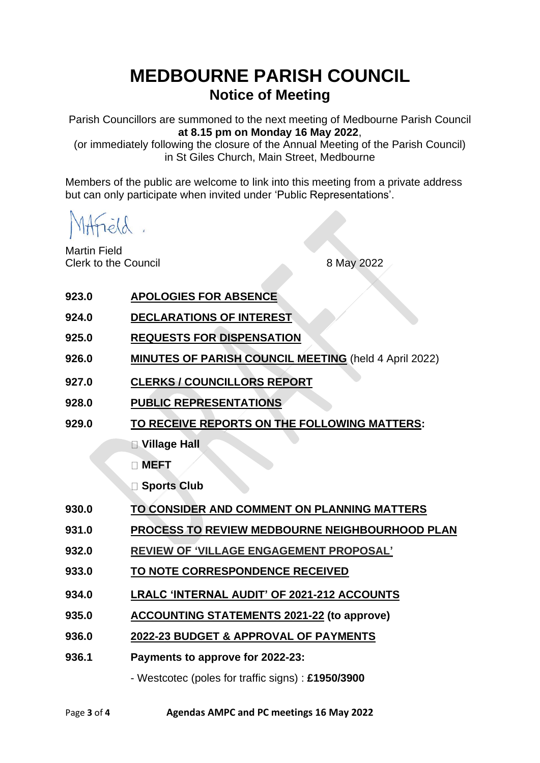# MEDBOURNE PARISH COUNCIL

## Notice of Meeting

Parish Councillors are summoned to the next meeting of Medbourne Parish Council **at 8.15 pm on Monday 16 May 2022**, (or immediately following the closure of the Annual Meeting of the Parish Council) in St Giles Church, Main Street, Medbourne

Members of the public are welcome to link into this meeting from a private address but can only participate when invited under 'Public Representations'.

Martin Field
Clerk to the Council

8 May 2022

**923.0** **APOLOGIES FOR ABSENCE**

**924.0** **DECLARATIONS OF INTEREST**

**925.0** **REQUESTS FOR DISPENSATION**

**926.0** **MINUTES OF PARISH COUNCIL MEETING** (held 4 April 2022)

**927.0** **CLERKS / COUNCILLORS REPORT**

**928.0** **PUBLIC REPRESENTATIONS**

**929.0** **TO RECEIVE REPORTS ON THE FOLLOWING MATTERS:**

- **Village Hall**
- **MEFT**
- **Sports Club**

**930.0** **TO CONSIDER AND COMMENT ON PLANNING MATTERS**

**931.0** **PROCESS TO REVIEW MEDBOURNE NEIGHBOURHOOD PLAN**

**932.0** **REVIEW OF 'VILLAGE ENGAGEMENT PROPOSAL'**

**933.0** **TO NOTE CORRESPONDENCE RECEIVED**

**934.0** **LRALC 'INTERNAL AUDIT' OF 2021-212 ACCOUNTS**

**935.0** **ACCOUNTING STATEMENTS 2021-22 (to approve)**

**936.0** **2022-23 BUDGET & APPROVAL OF PAYMENTS**

**936.1** **Payments to approve for 2022-23:**

- Westcotec (poles for traffic signs) : **£1950/3900**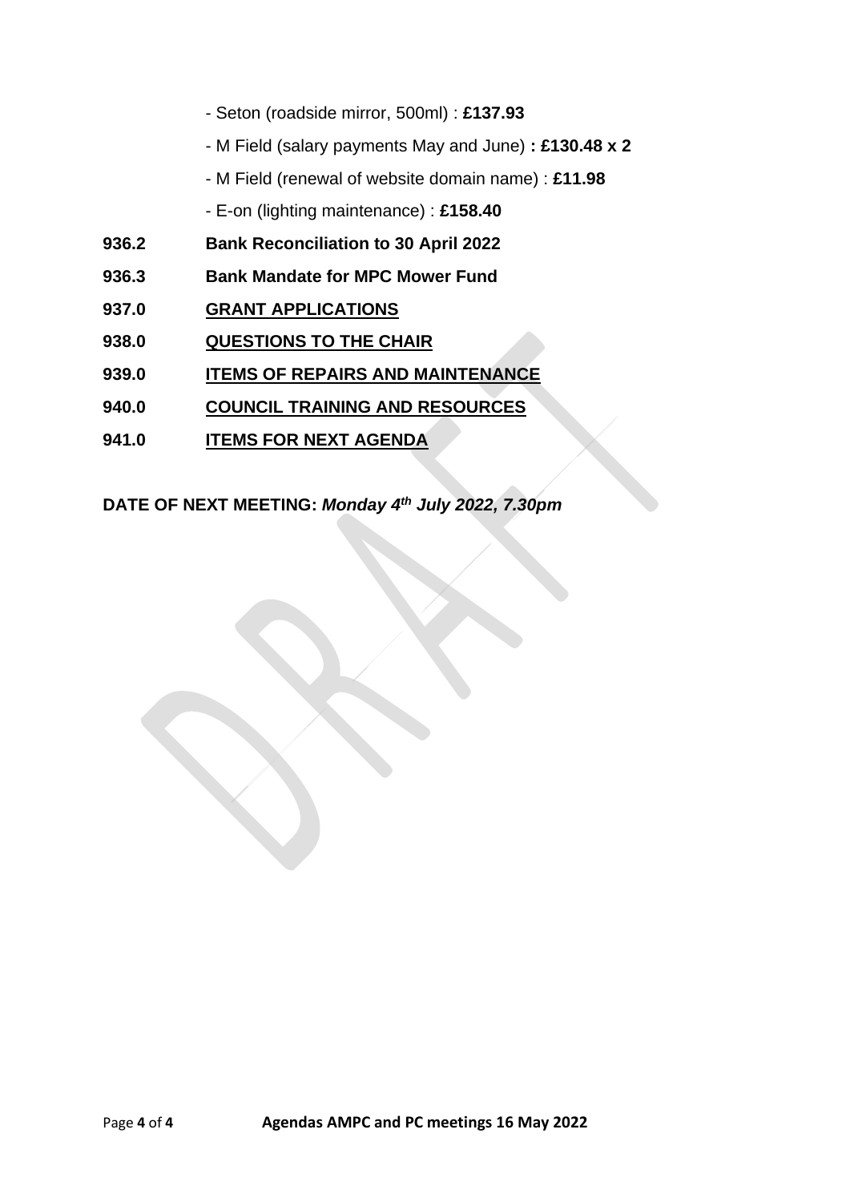- Seton (roadside mirror, 500ml) : **£137.93**
- M Field (salary payments May and June) **: £130.48 x 2**
- M Field (renewal of website domain name) : **£11.98**
- E-on (lighting maintenance) : **£158.40**

**936.2 Bank Reconciliation to 30 April 2022**

**936.3 Bank Mandate for MPC Mower Fund**

**937.0 GRANT APPLICATIONS**

**938.0 QUESTIONS TO THE CHAIR**

**939.0 ITEMS OF REPAIRS AND MAINTENANCE**

**940.0 COUNCIL TRAINING AND RESOURCES**

**941.0 ITEMS FOR NEXT AGENDA**

**DATE OF NEXT MEETING:** ***Monday 4th July 2022, 7.30pm***